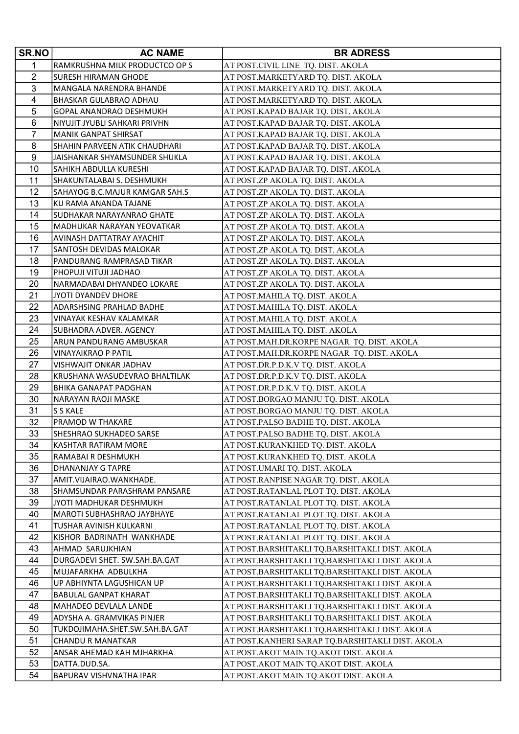| SR.NO | AC NAME | BR ADRESS |
|---|---|---|
| 1 | RAMKRUSHNA MILK PRODUCTCO OP S | AT POST.CIVIL LINE TQ. DIST. AKOLA |
| 2 | SURESH HIRAMAN GHODE | AT POST.MARKETYARD TQ. DIST. AKOLA |
| 3 | MANGALA NARENDRA BHANDE | AT POST.MARKETYARD TQ. DIST. AKOLA |
| 4 | BHASKAR GULABRAO ADHAU | AT POST.MARKETYARD TQ. DIST. AKOLA |
| 5 | GOPAL ANANDRAO DESHMUKH | AT POST.KAPAD BAJAR TQ. DIST. AKOLA |
| 6 | NIYUJIT JYUBLI SAHKARI PRIVHN | AT POST.KAPAD BAJAR TQ. DIST. AKOLA |
| 7 | MANIK GANPAT SHIRSAT | AT POST.KAPAD BAJAR TQ. DIST. AKOLA |
| 8 | SHAHIN PARVEEN ATIK CHAUDHARI | AT POST.KAPAD BAJAR TQ. DIST. AKOLA |
| 9 | JAISHANKAR SHYAMSUNDER SHUKLA | AT POST.KAPAD BAJAR TQ. DIST. AKOLA |
| 10 | SAHIKH ABDULLA KURESHI | AT POST.KAPAD BAJAR TQ. DIST. AKOLA |
| 11 | SHAKUNTALABAI S. DESHMUKH | AT POST.ZP AKOLA TQ. DIST. AKOLA |
| 12 | SAHAYOG B.C.MAJUR KAMGAR SAH.S | AT POST.ZP AKOLA TQ. DIST. AKOLA |
| 13 | KU RAMA ANANDA TAJANE | AT POST.ZP AKOLA TQ. DIST. AKOLA |
| 14 | SUDHAKAR NARAYANRAO GHATE | AT POST.ZP AKOLA TQ. DIST. AKOLA |
| 15 | MADHUKAR NARAYAN YEOVATKAR | AT POST.ZP AKOLA TQ. DIST. AKOLA |
| 16 | AVINASH DATTATRAY AYACHIT | AT POST.ZP AKOLA TQ. DIST. AKOLA |
| 17 | SANTOSH DEVIDAS MALOKAR | AT POST.ZP AKOLA TQ. DIST. AKOLA |
| 18 | PANDURANG RAMPRASAD TIKAR | AT POST.ZP AKOLA TQ. DIST. AKOLA |
| 19 | PHOPUJI VITUJI JADHAO | AT POST.ZP AKOLA TQ. DIST. AKOLA |
| 20 | NARMADABAI DHYANDEO LOKARE | AT POST.ZP AKOLA TQ. DIST. AKOLA |
| 21 | JYOTI DYANDEV DHORE | AT POST.MAHILA TQ. DIST. AKOLA |
| 22 | ADARSHSING PRAHLAD BADHE | AT POST.MAHILA TQ. DIST. AKOLA |
| 23 | VINAYAK KESHAV KALAMKAR | AT POST.MAHILA TQ. DIST. AKOLA |
| 24 | SUBHADRA ADVER. AGENCY | AT POST.MAHILA TQ. DIST. AKOLA |
| 25 | ARUN PANDURANG AMBUSKAR | AT POST.MAH.DR.KORPE NAGAR TQ. DIST. AKOLA |
| 26 | VINAYAIKRAO P PATIL | AT POST.MAH.DR.KORPE NAGAR TQ. DIST. AKOLA |
| 27 | VISHWAJIT ONKAR JADHAV | AT POST.DR.P.D.K.V TQ. DIST. AKOLA |
| 28 | KRUSHANA WASUDEVRAO BHALTILAK | AT POST.DR.P.D.K.V TQ. DIST. AKOLA |
| 29 | BHIKA GANAPAT PADGHAN | AT POST.DR.P.D.K.V TQ. DIST. AKOLA |
| 30 | NARAYAN RAOJI MASKE | AT POST.BORGAO MANJU TQ. DIST. AKOLA |
| 31 | S S KALE | AT POST.BORGAO MANJU TQ. DIST. AKOLA |
| 32 | PRAMOD W THAKARE | AT POST.PALSO BADHE TQ. DIST. AKOLA |
| 33 | SHESHRAO SUKHADEO SARSE | AT POST.PALSO BADHE TQ. DIST. AKOLA |
| 34 | KASHTAR RATIRAM MORE | AT POST.KURANKHED TQ. DIST. AKOLA |
| 35 | RAMABAI R DESHMUKH | AT POST.KURANKHED TQ. DIST. AKOLA |
| 36 | DHANANJAY G TAPRE | AT POST.UMARI TQ. DIST. AKOLA |
| 37 | AMIT.VIJAIRAO.WANKHADE. | AT POST.RANPISE NAGAR TQ. DIST. AKOLA |
| 38 | SHAMSUNDAR PARASHRAM PANSARE | AT POST.RATANLAL PLOT TQ. DIST. AKOLA |
| 39 | JYOTI MADHUKAR DESHMUKH | AT POST.RATANLAL PLOT TQ. DIST. AKOLA |
| 40 | MAROTI SUBHASHRAO JAYBHAYE | AT POST.RATANLAL PLOT TQ. DIST. AKOLA |
| 41 | TUSHAR AVINISH KULKARNI | AT POST.RATANLAL PLOT TQ. DIST. AKOLA |
| 42 | KISHOR BADRINATH WANKHADE | AT POST.RATANLAL PLOT TQ. DIST. AKOLA |
| 43 | AHMAD SARUJKHIAN | AT POST.BARSHITAKLI TQ.BARSHITAKLI DIST. AKOLA |
| 44 | DURGADEVI SHET. SW.SAH.BA.GAT | AT POST.BARSHITAKLI TQ.BARSHITAKLI DIST. AKOLA |
| 45 | MUJAFARKHA ADBULKHA | AT POST.BARSHITAKLI TQ.BARSHITAKLI DIST. AKOLA |
| 46 | UP ABHIYNTA LAGUSHICAN UP | AT POST.BARSHITAKLI TQ.BARSHITAKLI DIST. AKOLA |
| 47 | BABULAL GANPAT KHARAT | AT POST.BARSHITAKLI TQ.BARSHITAKLI DIST. AKOLA |
| 48 | MAHADEO DEVLALA LANDE | AT POST.BARSHITAKLI TQ.BARSHITAKLI DIST. AKOLA |
| 49 | ADYSHA A. GRAMVIKAS PINJER | AT POST.BARSHITAKLI TQ.BARSHITAKLI DIST. AKOLA |
| 50 | TUKDOJIMAHA.SHET.SW.SAH.BA.GAT | AT POST.BARSHITAKLI TQ.BARSHITAKLI DIST. AKOLA |
| 51 | CHANDU R MANATKAR | AT POST.KANHERI SARAP TQ.BARSHITAKLI DIST. AKOLA |
| 52 | ANSAR AHEMAD KAH MJHARKHA | AT POST.AKOT MAIN TQ.AKOT DIST. AKOLA |
| 53 | DATTA.DUD.SA. | AT POST.AKOT MAIN TQ.AKOT DIST. AKOLA |
| 54 | BAPURAV VISHVNATHA IPAR | AT POST.AKOT MAIN TQ.AKOT DIST. AKOLA |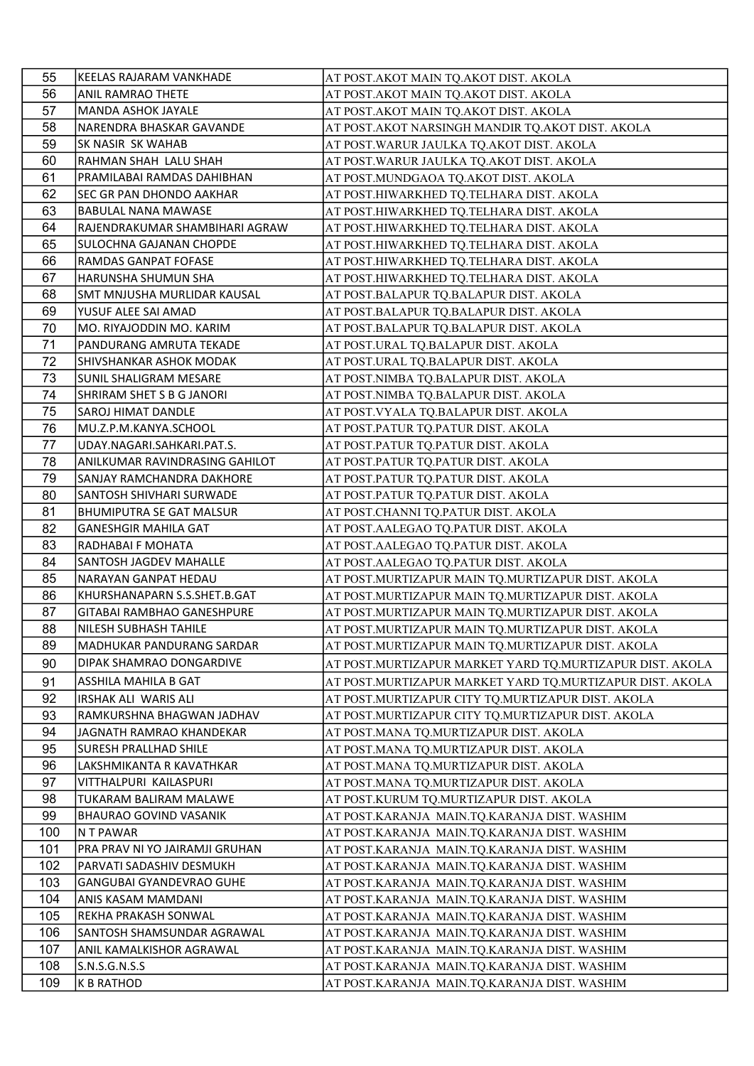| 55 | KEELAS RAJARAM VANKHADE | AT POST.AKOT MAIN TQ.AKOT DIST. AKOLA |
|---|---|---|
| 56 | ANIL RAMRAO THETE | AT POST.AKOT MAIN TQ.AKOT DIST. AKOLA |
| 57 | MANDA ASHOK JAYALE | AT POST.AKOT MAIN TQ.AKOT DIST. AKOLA |
| 58 | NARENDRA BHASKAR GAVANDE | AT POST.AKOT NARSINGH MANDIR TQ.AKOT DIST. AKOLA |
| 59 | SK NASIR SK WAHAB | AT POST.WARUR JAULKA TQ.AKOT DIST. AKOLA |
| 60 | RAHMAN SHAH LALU SHAH | AT POST.WARUR JAULKA TQ.AKOT DIST. AKOLA |
| 61 | PRAMILABAI RAMDAS DAHIBHAN | AT POST.MUNDGAOA TQ.AKOT DIST. AKOLA |
| 62 | SEC GR PAN DHONDO AAKHAR | AT POST.HIWARKHED TQ.TELHARA DIST. AKOLA |
| 63 | BABULAL NANA MAWASE | AT POST.HIWARKHED TQ.TELHARA DIST. AKOLA |
| 64 | RAJENDRAKUMAR SHAMBIHARI AGRAW | AT POST.HIWARKHED TQ.TELHARA DIST. AKOLA |
| 65 | SULOCHNA GAJANAN CHOPDE | AT POST.HIWARKHED TQ.TELHARA DIST. AKOLA |
| 66 | RAMDAS GANPAT FOFASE | AT POST.HIWARKHED TQ.TELHARA DIST. AKOLA |
| 67 | HARUNSHA SHUMUN SHA | AT POST.HIWARKHED TQ.TELHARA DIST. AKOLA |
| 68 | SMT MNJUSHA MURLIDAR KAUSAL | AT POST.BALAPUR TQ.BALAPUR DIST. AKOLA |
| 69 | YUSUF ALEE SAI AMAD | AT POST.BALAPUR TQ.BALAPUR DIST. AKOLA |
| 70 | MO. RIYAJODDIN MO. KARIM | AT POST.BALAPUR TQ.BALAPUR DIST. AKOLA |
| 71 | PANDURANG AMRUTA TEKADE | AT POST.URAL TQ.BALAPUR DIST. AKOLA |
| 72 | SHIVSHANKAR ASHOK MODAK | AT POST.URAL TQ.BALAPUR DIST. AKOLA |
| 73 | SUNIL SHALIGRAM MESARE | AT POST.NIMBA TQ.BALAPUR DIST. AKOLA |
| 74 | SHRIRAM SHET S B G JANORI | AT POST.NIMBA TQ.BALAPUR DIST. AKOLA |
| 75 | SAROJ HIMAT DANDLE | AT POST.VYALA TQ.BALAPUR DIST. AKOLA |
| 76 | MU.Z.P.M.KANYA.SCHOOL | AT POST.PATUR TQ.PATUR DIST. AKOLA |
| 77 | UDAY.NAGARI.SAHKARI.PAT.S. | AT POST.PATUR TQ.PATUR DIST. AKOLA |
| 78 | ANILKUMAR RAVINDRASING GAHILOT | AT POST.PATUR TQ.PATUR DIST. AKOLA |
| 79 | SANJAY RAMCHANDRA DAKHORE | AT POST.PATUR TQ.PATUR DIST. AKOLA |
| 80 | SANTOSH SHIVHARI SURWADE | AT POST.PATUR TQ.PATUR DIST. AKOLA |
| 81 | BHUMIPUTRA SE GAT MALSUR | AT POST.CHANNI TQ.PATUR DIST. AKOLA |
| 82 | GANESHGIR MAHILA GAT | AT POST.AALEGAO TQ.PATUR DIST. AKOLA |
| 83 | RADHABAI F MOHATA | AT POST.AALEGAO TQ.PATUR DIST. AKOLA |
| 84 | SANTOSH JAGDEV MAHALLE | AT POST.AALEGAO TQ.PATUR DIST. AKOLA |
| 85 | NARAYAN GANPAT HEDAU | AT POST.MURTIZAPUR MAIN TQ.MURTIZAPUR DIST. AKOLA |
| 86 | KHURSHANAPARN S.S.SHET.B.GAT | AT POST.MURTIZAPUR MAIN TQ.MURTIZAPUR DIST. AKOLA |
| 87 | GITABAI RAMBHAO GANESHPURE | AT POST.MURTIZAPUR MAIN TQ.MURTIZAPUR DIST. AKOLA |
| 88 | NILESH SUBHASH TAHILE | AT POST.MURTIZAPUR MAIN TQ.MURTIZAPUR DIST. AKOLA |
| 89 | MADHUKAR PANDURANG SARDAR | AT POST.MURTIZAPUR MAIN TQ.MURTIZAPUR DIST. AKOLA |
| 90 | DIPAK SHAMRAO DONGARDIVE | AT POST.MURTIZAPUR MARKET YARD TQ.MURTIZAPUR DIST. AKOLA |
| 91 | ASSHILA MAHILA B GAT | AT POST.MURTIZAPUR MARKET YARD TQ.MURTIZAPUR DIST. AKOLA |
| 92 | IRSHAK ALI WARIS ALI | AT POST.MURTIZAPUR CITY TQ.MURTIZAPUR DIST. AKOLA |
| 93 | RAMKURSHNA BHAGWAN JADHAV | AT POST.MURTIZAPUR CITY TQ.MURTIZAPUR DIST. AKOLA |
| 94 | JAGNATH RAMRAO KHANDEKAR | AT POST.MANA TQ.MURTIZAPUR DIST. AKOLA |
| 95 | SURESH PRALLHAD SHILE | AT POST.MANA TQ.MURTIZAPUR DIST. AKOLA |
| 96 | LAKSHMIKANTA R KAVATHKAR | AT POST.MANA TQ.MURTIZAPUR DIST. AKOLA |
| 97 | VITTHALPURI KAILASPURI | AT POST.MANA TQ.MURTIZAPUR DIST. AKOLA |
| 98 | TUKARAM BALIRAM MALAWE | AT POST.KURUM TQ.MURTIZAPUR DIST. AKOLA |
| 99 | BHAURAO GOVIND VASANIK | AT POST.KARANJA MAIN.TQ.KARANJA DIST. WASHIM |
| 100 | N T PAWAR | AT POST.KARANJA MAIN.TQ.KARANJA DIST. WASHIM |
| 101 | PRA PRAV NI YO JAIRAMJI GRUHAN | AT POST.KARANJA MAIN.TQ.KARANJA DIST. WASHIM |
| 102 | PARVATI SADASHIV DESMUKH | AT POST.KARANJA MAIN.TQ.KARANJA DIST. WASHIM |
| 103 | GANGUBAI GYANDEVRAO GUHE | AT POST.KARANJA MAIN.TQ.KARANJA DIST. WASHIM |
| 104 | ANIS KASAM MAMDANI | AT POST.KARANJA MAIN.TQ.KARANJA DIST. WASHIM |
| 105 | REKHA PRAKASH SONWAL | AT POST.KARANJA MAIN.TQ.KARANJA DIST. WASHIM |
| 106 | SANTOSH SHAMSUNDAR AGRAWAL | AT POST.KARANJA MAIN.TQ.KARANJA DIST. WASHIM |
| 107 | ANIL KAMALKISHOR AGRAWAL | AT POST.KARANJA MAIN.TQ.KARANJA DIST. WASHIM |
| 108 | S.N.S.G.N.S.S | AT POST.KARANJA MAIN.TQ.KARANJA DIST. WASHIM |
| 109 | K B RATHOD | AT POST.KARANJA MAIN.TQ.KARANJA DIST. WASHIM |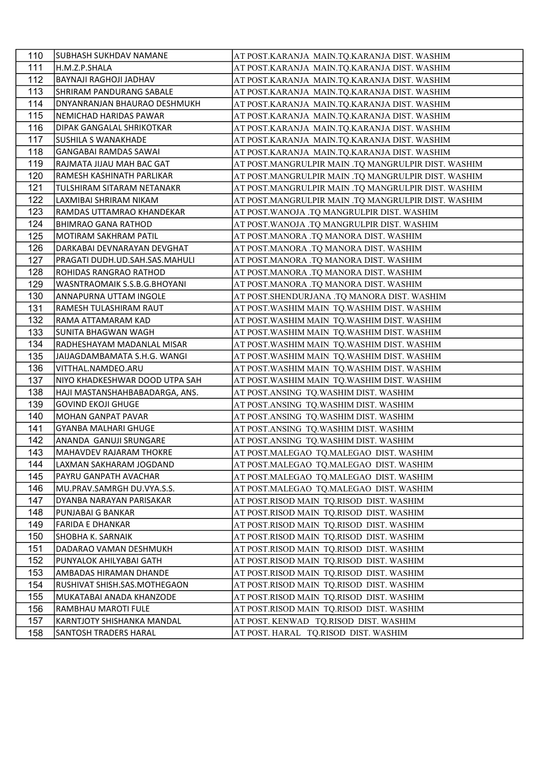| | | |
|---|---|---|
| 110 | SUBHASH SUKHDAV NAMANE | AT POST.KARANJA MAIN.TQ.KARANJA DIST. WASHIM |
| 111 | H.M.Z.P.SHALA | AT POST.KARANJA MAIN.TQ.KARANJA DIST. WASHIM |
| 112 | BAYNAJI RAGHOJI JADHAV | AT POST.KARANJA MAIN.TQ.KARANJA DIST. WASHIM |
| 113 | SHRIRAM PANDURANG SABALE | AT POST.KARANJA MAIN.TQ.KARANJA DIST. WASHIM |
| 114 | DNYANRANJAN BHAURAO DESHMUKH | AT POST.KARANJA MAIN.TQ.KARANJA DIST. WASHIM |
| 115 | NEMICHAD HARIDAS PAWAR | AT POST.KARANJA MAIN.TQ.KARANJA DIST. WASHIM |
| 116 | DIPAK GANGALAL SHRIKOTKAR | AT POST.KARANJA MAIN.TQ.KARANJA DIST. WASHIM |
| 117 | SUSHILA S WANAKHADE | AT POST.KARANJA MAIN.TQ.KARANJA DIST. WASHIM |
| 118 | GANGABAI RAMDAS SAWAI | AT POST.KARANJA MAIN.TQ.KARANJA DIST. WASHIM |
| 119 | RAJMATA JIJAU MAH BAC GAT | AT POST.MANGRULPIR MAIN .TQ MANGRULPIR DIST. WASHIM |
| 120 | RAMESH KASHINATH PARLIKAR | AT POST.MANGRULPIR MAIN .TQ MANGRULPIR DIST. WASHIM |
| 121 | TULSHIRAM SITARAM NETANAKR | AT POST.MANGRULPIR MAIN .TQ MANGRULPIR DIST. WASHIM |
| 122 | LAXMIBAI SHRIRAM NIKAM | AT POST.MANGRULPIR MAIN .TQ MANGRULPIR DIST. WASHIM |
| 123 | RAMDAS UTTAMRAO KHANDEKAR | AT POST.WANOJA .TQ MANGRULPIR DIST. WASHIM |
| 124 | BHIMRAO GANA RATHOD | AT POST.WANOJA .TQ MANGRULPIR DIST. WASHIM |
| 125 | MOTIRAM SAKHRAM PATIL | AT POST.MANORA .TQ MANORA DIST. WASHIM |
| 126 | DARKABAI DEVNARAYAN DEVGHAT | AT POST.MANORA .TQ MANORA DIST. WASHIM |
| 127 | PRAGATI DUDH.UD.SAH.SAS.MAHULI | AT POST.MANORA .TQ MANORA DIST. WASHIM |
| 128 | ROHIDAS RANGRAO RATHOD | AT POST.MANORA .TQ MANORA DIST. WASHIM |
| 129 | WASNTRAOMAIK S.S.B.G.BHOYANI | AT POST.MANORA .TQ MANORA DIST. WASHIM |
| 130 | ANNAPURNA UTTAM INGOLE | AT POST.SHENDURJANA .TQ MANORA DIST. WASHIM |
| 131 | RAMESH TULASHIRAM RAUT | AT POST.WASHIM MAIN TQ.WASHIM DIST. WASHIM |
| 132 | RAMA ATTAMARAM KAD | AT POST.WASHIM MAIN TQ.WASHIM DIST. WASHIM |
| 133 | SUNITA BHAGWAN WAGH | AT POST.WASHIM MAIN TQ.WASHIM DIST. WASHIM |
| 134 | RADHESHAYAM MADANLAL MISAR | AT POST.WASHIM MAIN TQ.WASHIM DIST. WASHIM |
| 135 | JAIJAGDAMBAMATA S.H.G. WANGI | AT POST.WASHIM MAIN TQ.WASHIM DIST. WASHIM |
| 136 | VITTHAL.NAMDEO.ARU | AT POST.WASHIM MAIN TQ.WASHIM DIST. WASHIM |
| 137 | NIYO KHADKESHWAR DOOD UTPA SAH | AT POST.WASHIM MAIN TQ.WASHIM DIST. WASHIM |
| 138 | HAJI MASTANSHAHBABADARGA, ANS. | AT POST.ANSING TQ.WASHIM DIST. WASHIM |
| 139 | GOVIND EKOJI GHUGE | AT POST.ANSING TQ.WASHIM DIST. WASHIM |
| 140 | MOHAN GANPAT PAVAR | AT POST.ANSING TQ.WASHIM DIST. WASHIM |
| 141 | GYANBA MALHARI GHUGE | AT POST.ANSING TQ.WASHIM DIST. WASHIM |
| 142 | ANANDA GANUJI SRUNGARE | AT POST.ANSING TQ.WASHIM DIST. WASHIM |
| 143 | MAHAVDEV RAJARAM THOKRE | AT POST.MALEGAO TQ.MALEGAO DIST. WASHIM |
| 144 | LAXMAN SAKHARAM JOGDAND | AT POST.MALEGAO TQ.MALEGAO DIST. WASHIM |
| 145 | PAYRU GANPATH AVACHAR | AT POST.MALEGAO TQ.MALEGAO DIST. WASHIM |
| 146 | MU.PRAV.SAMRGH DU.VYA.S.S. | AT POST.MALEGAO TQ.MALEGAO DIST. WASHIM |
| 147 | DYANBA NARAYAN PARISAKAR | AT POST.RISOD MAIN TQ.RISOD DIST. WASHIM |
| 148 | PUNJABAI G BANKAR | AT POST.RISOD MAIN TQ.RISOD DIST. WASHIM |
| 149 | FARIDA E DHANKAR | AT POST.RISOD MAIN TQ.RISOD DIST. WASHIM |
| 150 | SHOBHA K. SARNAIK | AT POST.RISOD MAIN TQ.RISOD DIST. WASHIM |
| 151 | DADARAO VAMAN DESHMUKH | AT POST.RISOD MAIN TQ.RISOD DIST. WASHIM |
| 152 | PUNYALOK AHILYABAI GATH | AT POST.RISOD MAIN TQ.RISOD DIST. WASHIM |
| 153 | AMBADAS HIRAMAN DHANDE | AT POST.RISOD MAIN TQ.RISOD DIST. WASHIM |
| 154 | RUSHIVAT SHISH.SAS.MOTHEGAON | AT POST.RISOD MAIN TQ.RISOD DIST. WASHIM |
| 155 | MUKATABAI ANADA KHANZODE | AT POST.RISOD MAIN TQ.RISOD DIST. WASHIM |
| 156 | RAMBHAU MAROTI FULE | AT POST.RISOD MAIN TQ.RISOD DIST. WASHIM |
| 157 | KARNTJOTY SHISHANKA MANDAL | AT POST. KENWAD TQ.RISOD DIST. WASHIM |
| 158 | SANTOSH TRADERS HARAL | AT POST. HARAL TQ.RISOD DIST. WASHIM |